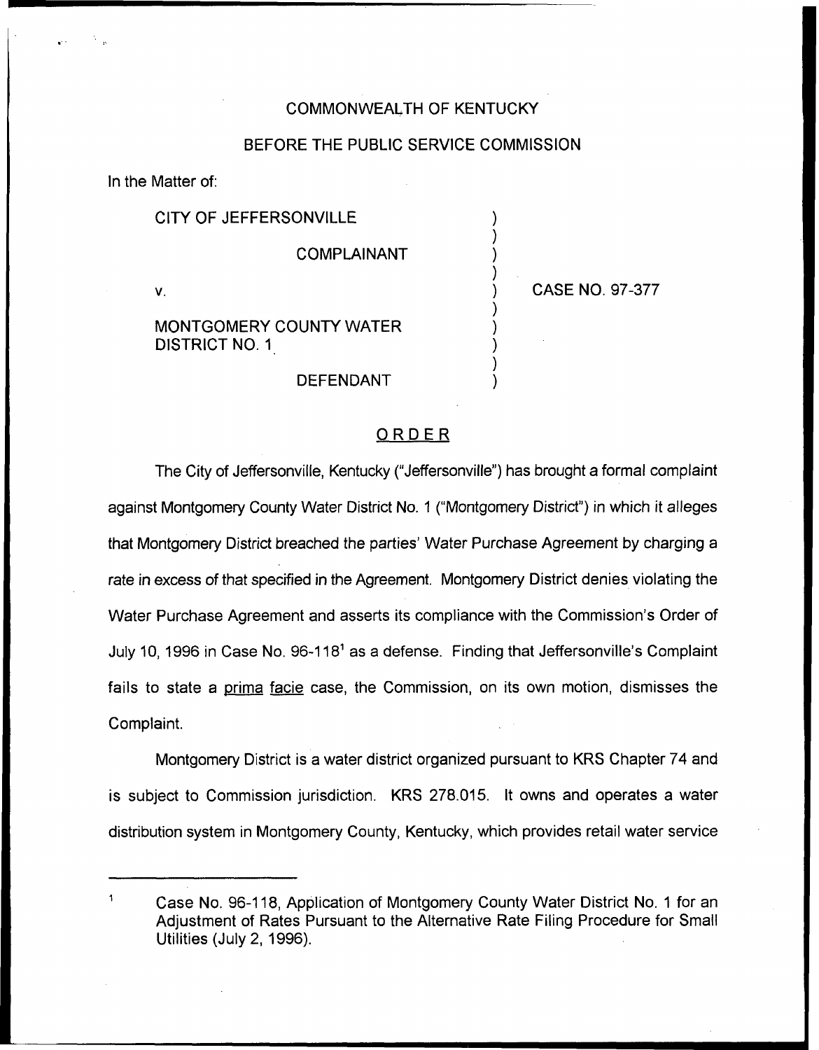COMMONWEALTH OF KENTUCKY

BEFORE THE PUBLIC SERVICE COMMISSION

In the Matter of:

| | | |
|---|---|---|
| CITY OF JEFFERSONVILLE<br><br>COMPLAINANT<br><br>v.<br><br>MONTGOMERY COUNTY WATER DISTRICT NO. 1<br><br>DEFENDANT | ) | CASE NO. 97-377 |

## ORDER

The City of Jeffersonville, Kentucky ("Jeffersonville") has brought a formal complaint against Montgomery County Water District No. 1 ("Montgomery District") in which it alleges that Montgomery District breached the parties' Water Purchase Agreement by charging a rate in excess of that specified in the Agreement. Montgomery District denies violating the Water Purchase Agreement and asserts its compliance with the Commission's Order of July 10, 1996 in Case No. 96-118[1] as a defense. Finding that Jeffersonville's Complaint fails to state a prima facie case, the Commission, on its own motion, dismisses the Complaint.

Montgomery District is a water district organized pursuant to KRS Chapter 74 and is subject to Commission jurisdiction. KRS 278.015. It owns and operates a water distribution system in Montgomery County, Kentucky, which provides retail water service

---

[1] Case No. 96-118, Application of Montgomery County Water District No. 1 for an Adjustment of Rates Pursuant to the Alternative Rate Filing Procedure for Small Utilities (July 2, 1996).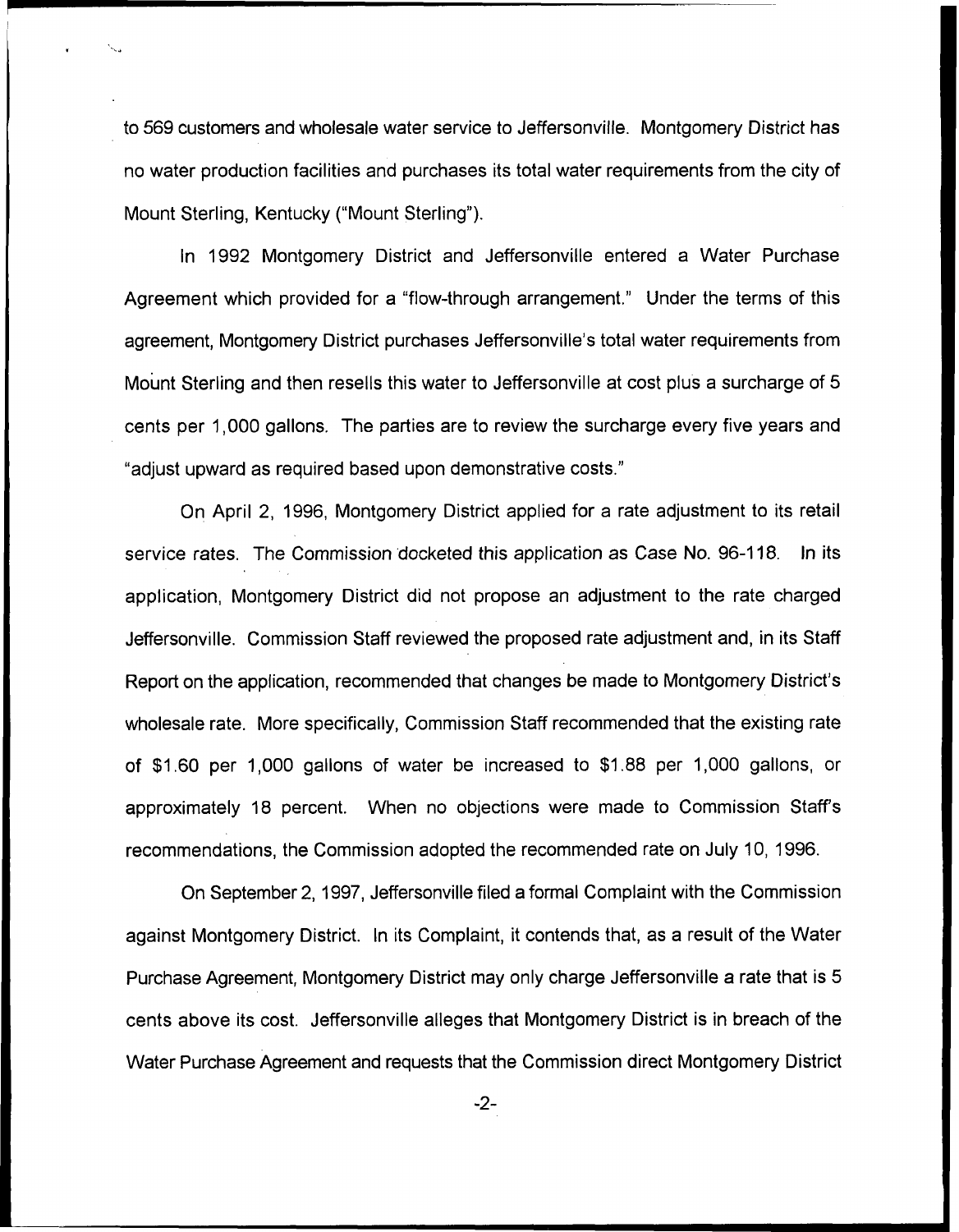to 569 customers and wholesale water service to Jeffersonville. Montgomery District has no water production facilities and purchases its total water requirements from the city of Mount Sterling, Kentucky ("Mount Sterling").

In 1992 Montgomery District and Jeffersonville entered a Water Purchase Agreement which provided for a "flow-through arrangement." Under the terms of this agreement, Montgomery District purchases Jeffersonville's total water requirements from Mount Sterling and then resells this water to Jeffersonville at cost plus a surcharge of 5 cents per 1,000 gallons. The parties are to review the surcharge every five years and "adjust upward as required based upon demonstrative costs."

On April 2, 1996, Montgomery District applied for a rate adjustment to its retail service rates. The Commission docketed this application as Case No. 96-118. In its application, Montgomery District did not propose an adjustment to the rate charged Jeffersonville. Commission Staff reviewed the proposed rate adjustment and, in its Staff Report on the application, recommended that changes be made to Montgomery District's wholesale rate. More specifically, Commission Staff recommended that the existing rate of $1.60 per 1,000 gallons of water be increased to $1.88 per 1,000 gallons, or approximately 18 percent. When no objections were made to Commission Staff's recommendations, the Commission adopted the recommended rate on July 10, 1996.

On September 2, 1997, Jeffersonville filed a formal Complaint with the Commission against Montgomery District. In its Complaint, it contends that, as a result of the Water Purchase Agreement, Montgomery District may only charge Jeffersonville a rate that is 5 cents above its cost. Jeffersonville alleges that Montgomery District is in breach of the Water Purchase Agreement and requests that the Commission direct Montgomery District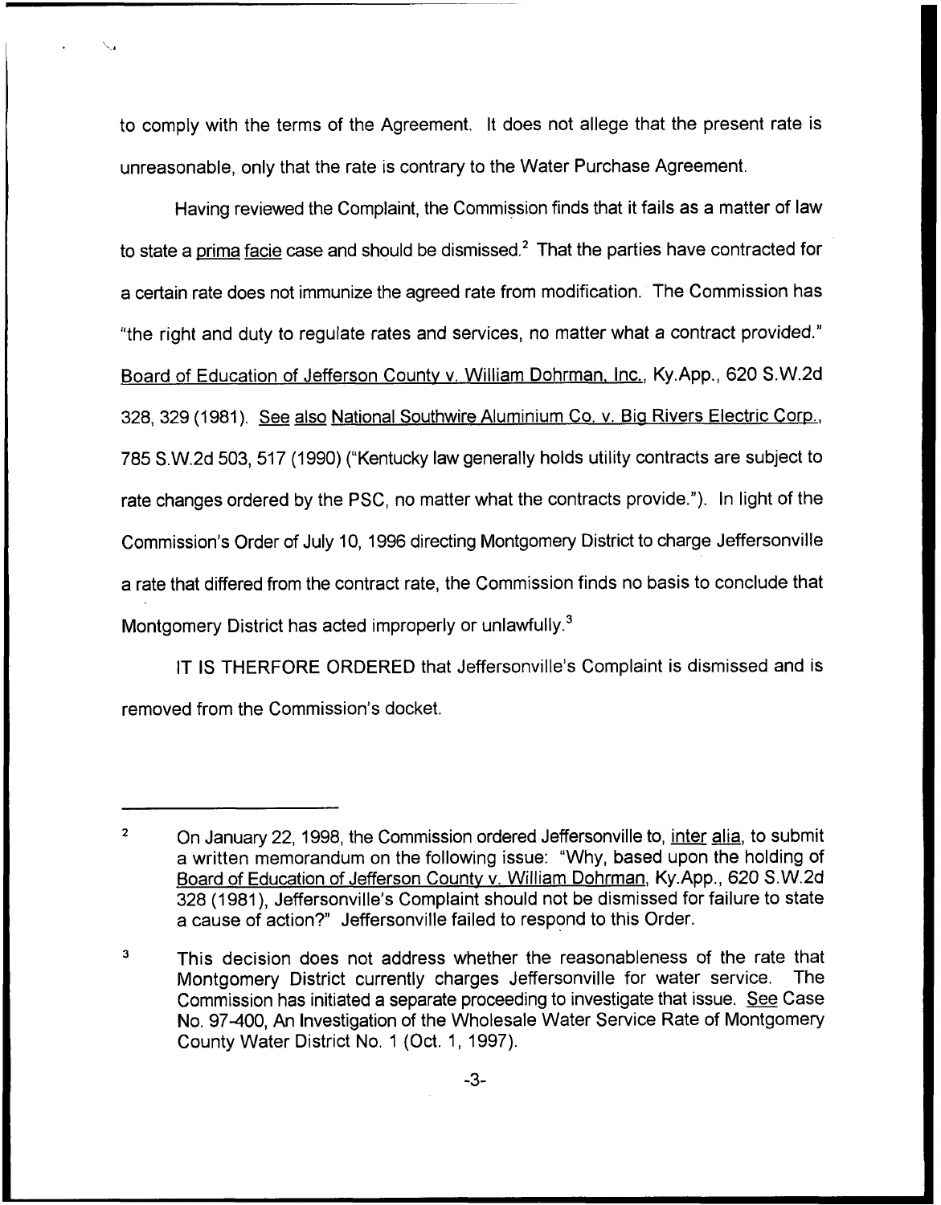to comply with the terms of the Agreement. It does not allege that the present rate is unreasonable, only that the rate is contrary to the Water Purchase Agreement.

Having reviewed the Complaint, the Commission finds that it fails as a matter of law to state a prima facie case and should be dismissed.[2] That the parties have contracted for a certain rate does not immunize the agreed rate from modification. The Commission has "the right and duty to regulate rates and services, no matter what a contract provided." Board of Education of Jefferson County v. William Dohrman, Inc., Ky.App., 620 S.W.2d 328, 329 (1981). See also National Southwire Aluminium Co. v. Big Rivers Electric Corp., 785 S.W.2d 503, 517 (1990) ("Kentucky law generally holds utility contracts are subject to rate changes ordered by the PSC, no matter what the contracts provide."). In light of the Commission's Order of July 10, 1996 directing Montgomery District to charge Jeffersonville a rate that differed from the contract rate, the Commission finds no basis to conclude that Montgomery District has acted improperly or unlawfully.[3]

IT IS THERFORE ORDERED that Jeffersonville's Complaint is dismissed and is removed from the Commission's docket.

---

[2] On January 22, 1998, the Commission ordered Jeffersonville to, inter alia, to submit a written memorandum on the following issue: "Why, based upon the holding of Board of Education of Jefferson County v. William Dohrman, Ky.App., 620 S.W.2d 328 (1981), Jeffersonville's Complaint should not be dismissed for failure to state a cause of action?" Jeffersonville failed to respond to this Order.

[3] This decision does not address whether the reasonableness of the rate that Montgomery District currently charges Jeffersonville for water service. The Commission has initiated a separate proceeding to investigate that issue. See Case No. 97-400, An Investigation of the Wholesale Water Service Rate of Montgomery County Water District No. 1 (Oct. 1, 1997).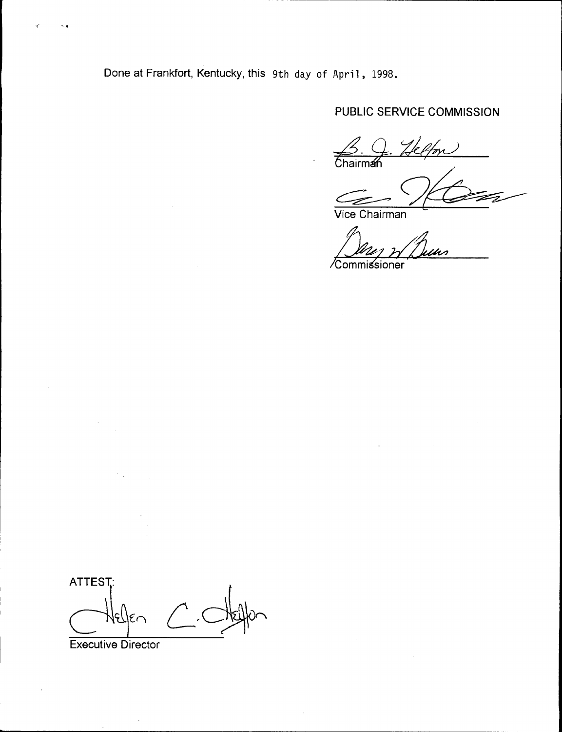Done at Frankfort, Kentucky, this 9th day of April, 1998.

PUBLIC SERVICE COMMISSION

Chairman

Vice Chairman

Commissioner

ATTEST:

Executive Director